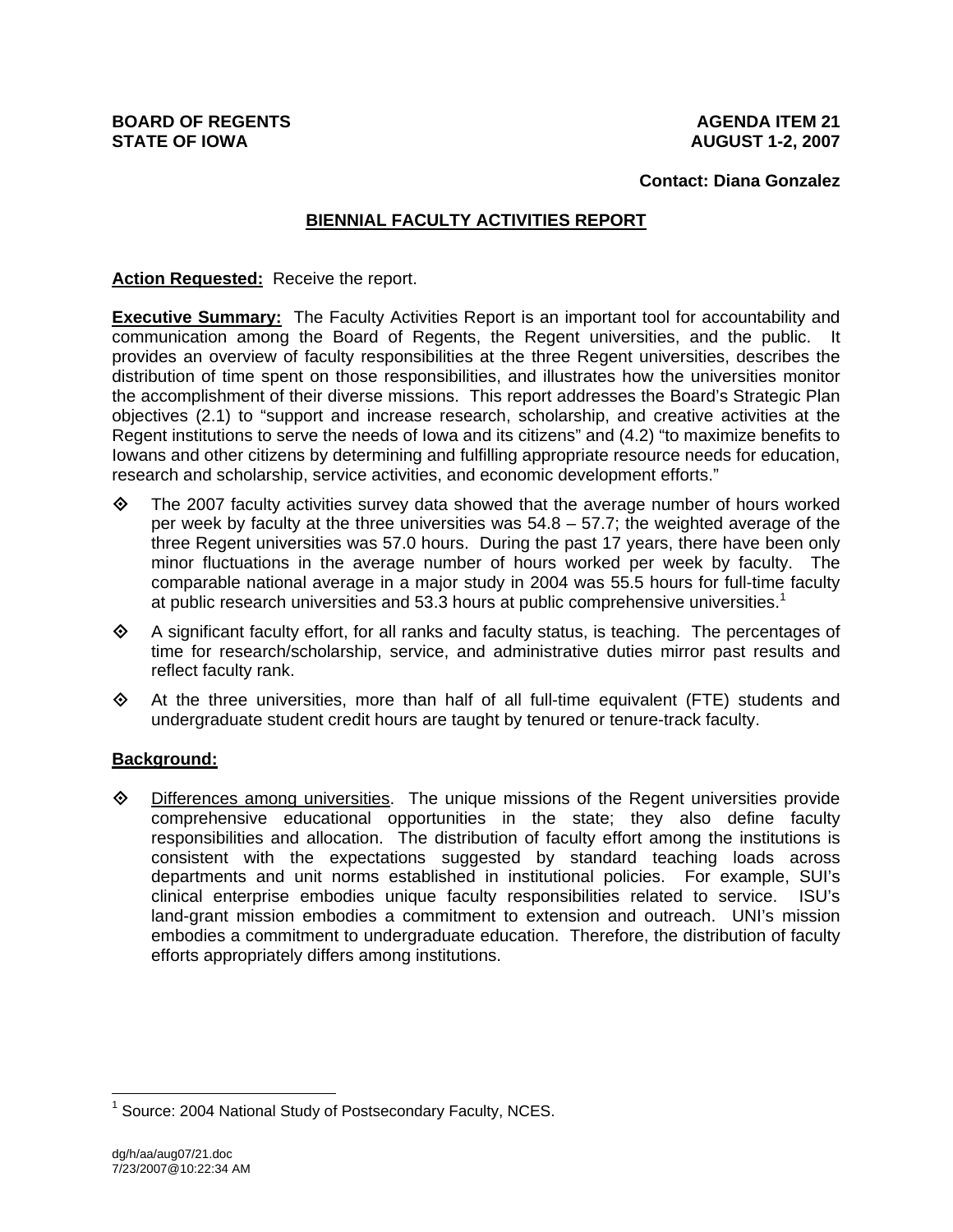**BOARD OF REGENTS**
**STATE OF IOWA**

**AGENDA ITEM 21**
**AUGUST 1-2, 2007**

**Contact: Diana Gonzalez**

# BIENNIAL FACULTY ACTIVITIES REPORT

**Action Requested:** Receive the report.

**Executive Summary:** The Faculty Activities Report is an important tool for accountability and communication among the Board of Regents, the Regent universities, and the public. It provides an overview of faculty responsibilities at the three Regent universities, describes the distribution of time spent on those responsibilities, and illustrates how the universities monitor the accomplishment of their diverse missions. This report addresses the Board's Strategic Plan objectives (2.1) to "support and increase research, scholarship, and creative activities at the Regent institutions to serve the needs of Iowa and its citizens" and (4.2) "to maximize benefits to Iowans and other citizens by determining and fulfilling appropriate resource needs for education, research and scholarship, service activities, and economic development efforts."

- The 2007 faculty activities survey data showed that the average number of hours worked per week by faculty at the three universities was 54.8 – 57.7; the weighted average of the three Regent universities was 57.0 hours. During the past 17 years, there have been only minor fluctuations in the average number of hours worked per week by faculty. The comparable national average in a major study in 2004 was 55.5 hours for full-time faculty at public research universities and 53.3 hours at public comprehensive universities.[1]

- A significant faculty effort, for all ranks and faculty status, is teaching. The percentages of time for research/scholarship, service, and administrative duties mirror past results and reflect faculty rank.

- At the three universities, more than half of all full-time equivalent (FTE) students and undergraduate student credit hours are taught by tenured or tenure-track faculty.

**Background:**

- Differences among universities. The unique missions of the Regent universities provide comprehensive educational opportunities in the state; they also define faculty responsibilities and allocation. The distribution of faculty effort among the institutions is consistent with the expectations suggested by standard teaching loads across departments and unit norms established in institutional policies. For example, SUI's clinical enterprise embodies unique faculty responsibilities related to service. ISU's land-grant mission embodies a commitment to extension and outreach. UNI's mission embodies a commitment to undergraduate education. Therefore, the distribution of faculty efforts appropriately differs among institutions.

[1] Source: 2004 National Study of Postsecondary Faculty, NCES.

dg/h/aa/aug07/21.doc
7/23/2007@10:22:34 AM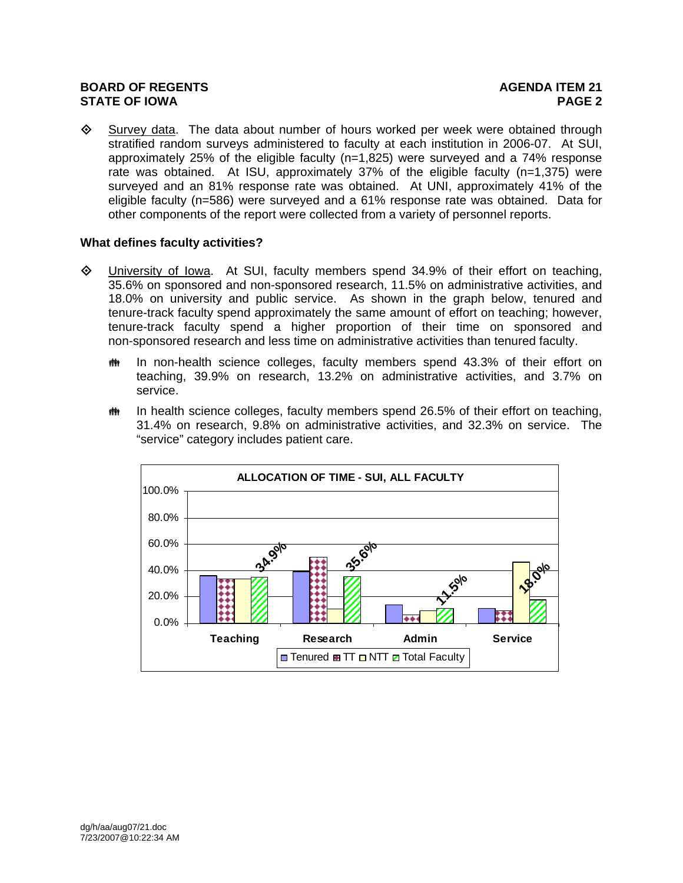- Survey data. The data about number of hours worked per week were obtained through stratified random surveys administered to faculty at each institution in 2006-07. At SUI, approximately 25% of the eligible faculty (n=1,825) were surveyed and a 74% response rate was obtained. At ISU, approximately 37% of the eligible faculty (n=1,375) were surveyed and an 81% response rate was obtained. At UNI, approximately 41% of the eligible faculty (n=586) were surveyed and a 61% response rate was obtained. Data for other components of the report were collected from a variety of personnel reports.

**What defines faculty activities?**

- University of Iowa. At SUI, faculty members spend 34.9% of their effort on teaching, 35.6% on sponsored and non-sponsored research, 11.5% on administrative activities, and 18.0% on university and public service. As shown in the graph below, tenured and tenure-track faculty spend approximately the same amount of effort on teaching; however, tenure-track faculty spend a higher proportion of their time on sponsored and non-sponsored research and less time on administrative activities than tenured faculty.
  - In non-health science colleges, faculty members spend 43.3% of their effort on teaching, 39.9% on research, 13.2% on administrative activities, and 3.7% on service.
  - In health science colleges, faculty members spend 26.5% of their effort on teaching, 31.4% on research, 9.8% on administrative activities, and 32.3% on service. The "service" category includes patient care.

**ALLOCATION OF TIME - SUI, ALL FACULTY**

| | Teaching | Research | Admin | Service |
|---|---|---|---|---|
| Total Faculty | 34.9% | 35.6% | 11.5% | 18.0% |

Legend: Tenured, TT, NTT, Total Faculty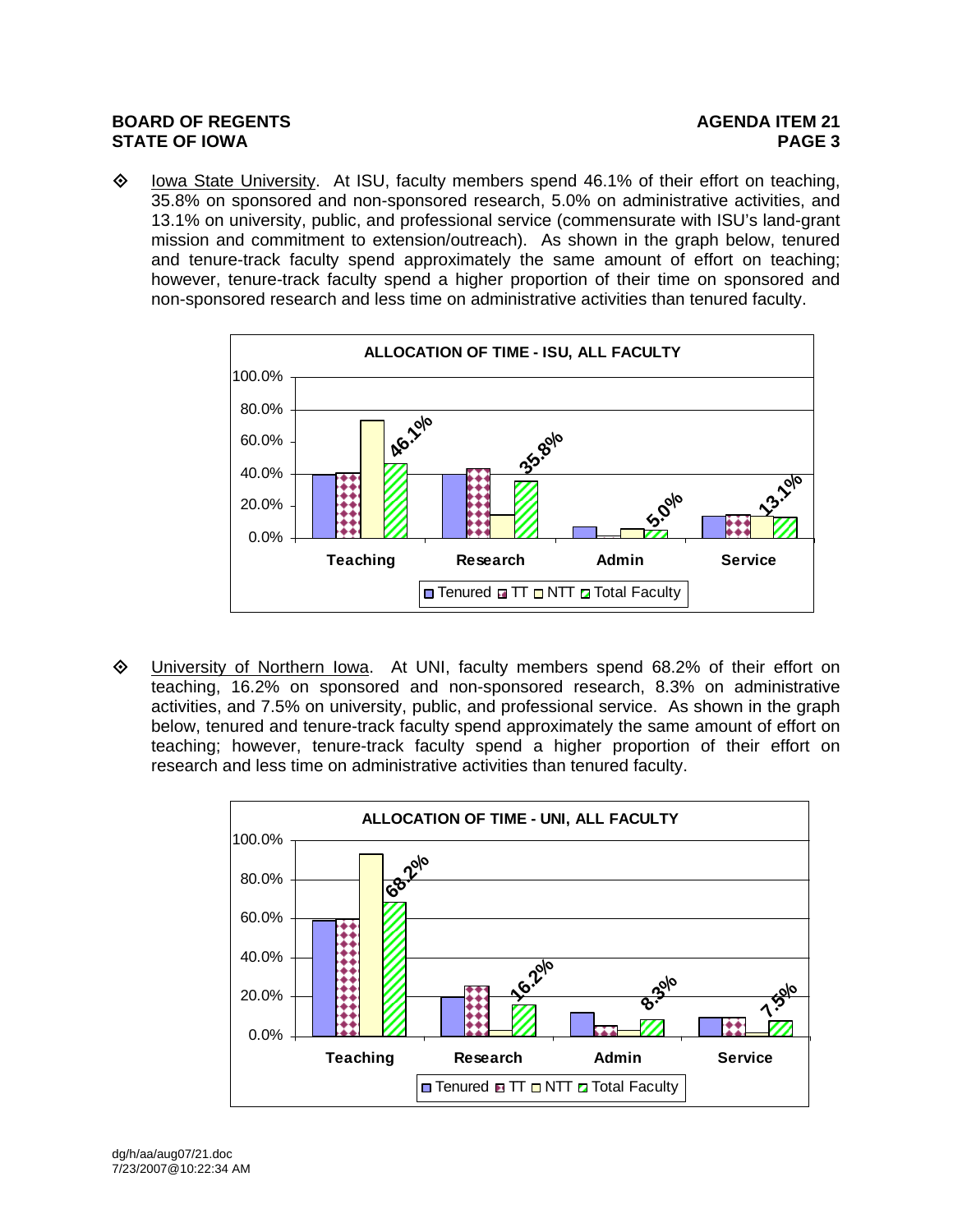- Iowa State University. At ISU, faculty members spend 46.1% of their effort on teaching, 35.8% on sponsored and non-sponsored research, 5.0% on administrative activities, and 13.1% on university, public, and professional service (commensurate with ISU's land-grant mission and commitment to extension/outreach). As shown in the graph below, tenured and tenure-track faculty spend approximately the same amount of effort on teaching; however, tenure-track faculty spend a higher proportion of their time on sponsored and non-sponsored research and less time on administrative activities than tenured faculty.

**ALLOCATION OF TIME - ISU, ALL FACULTY**

| | Teaching | Research | Admin | Service |
|---|---|---|---|---|
| Total Faculty | 46.1% | 35.8% | 5.0% | 13.1% |

Legend: Tenured, TT, NTT, Total Faculty

- University of Northern Iowa. At UNI, faculty members spend 68.2% of their effort on teaching, 16.2% on sponsored and non-sponsored research, 8.3% on administrative activities, and 7.5% on university, public, and professional service. As shown in the graph below, tenured and tenure-track faculty spend approximately the same amount of effort on teaching; however, tenure-track faculty spend a higher proportion of their effort on research and less time on administrative activities than tenured faculty.

**ALLOCATION OF TIME - UNI, ALL FACULTY**

| | Teaching | Research | Admin | Service |
|---|---|---|---|---|
| Total Faculty | 68.2% | 16.2% | 8.3% | 7.5% |

Legend: Tenured, TT, NTT, Total Faculty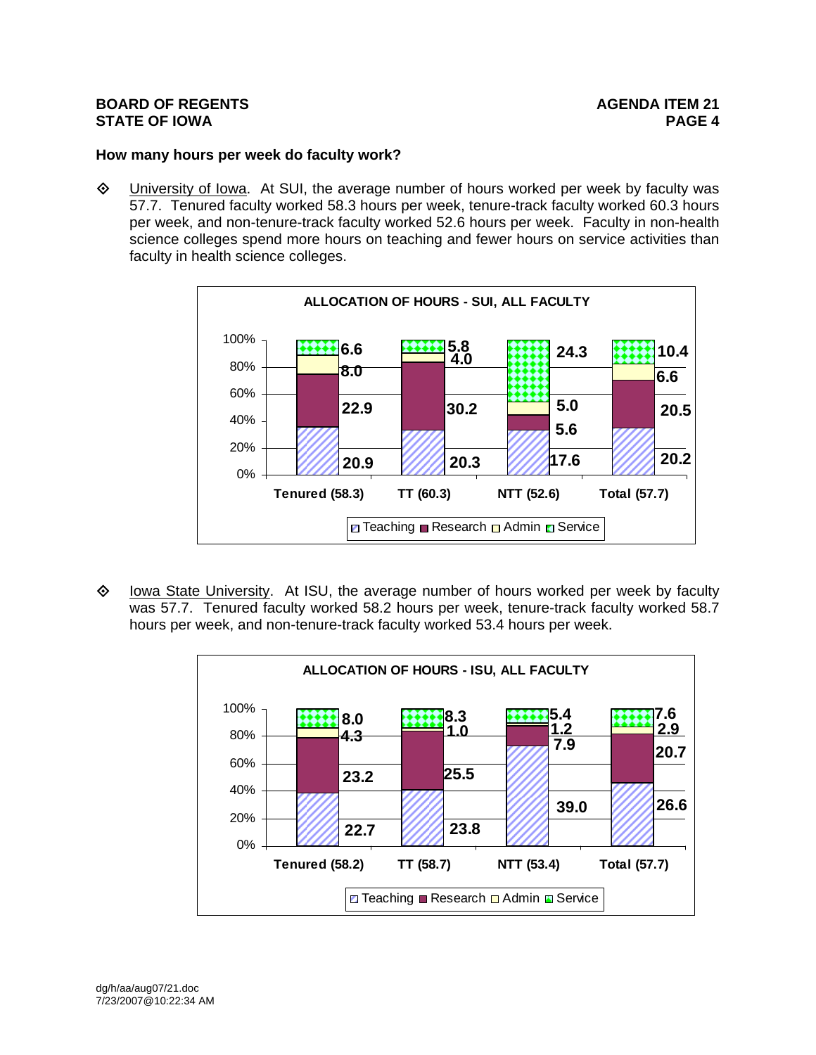## How many hours per week do faculty work?

- University of Iowa. At SUI, the average number of hours worked per week by faculty was 57.7. Tenured faculty worked 58.3 hours per week, tenure-track faculty worked 60.3 hours per week, and non-tenure-track faculty worked 52.6 hours per week. Faculty in non-health science colleges spend more hours on teaching and fewer hours on service activities than faculty in health science colleges.

**ALLOCATION OF HOURS - SUI, ALL FACULTY**

| | Tenured (58.3) | TT (60.3) | NTT (52.6) | Total (57.7) |
|---|---|---|---|---|
| Teaching | 20.9 | 20.3 | 17.6 | 20.2 |
| Research | 22.9 | 30.2 | 5.6 | 20.5 |
| Admin | 8.0 | 4.0 | 5.0 | 6.6 |
| Service | 6.6 | 5.8 | 24.3 | 10.4 |

- Iowa State University. At ISU, the average number of hours worked per week by faculty was 57.7. Tenured faculty worked 58.2 hours per week, tenure-track faculty worked 58.7 hours per week, and non-tenure-track faculty worked 53.4 hours per week.

**ALLOCATION OF HOURS - ISU, ALL FACULTY**

| | Tenured (58.2) | TT (58.7) | NTT (53.4) | Total (57.7) |
|---|---|---|---|---|
| Teaching | 22.7 | 23.8 | 39.0 | 26.6 |
| Research | 23.2 | 25.5 | 7.9 | 20.7 |
| Admin | 4.3 | 1.0 | 1.2 | 2.9 |
| Service | 8.0 | 8.3 | 5.4 | 7.6 |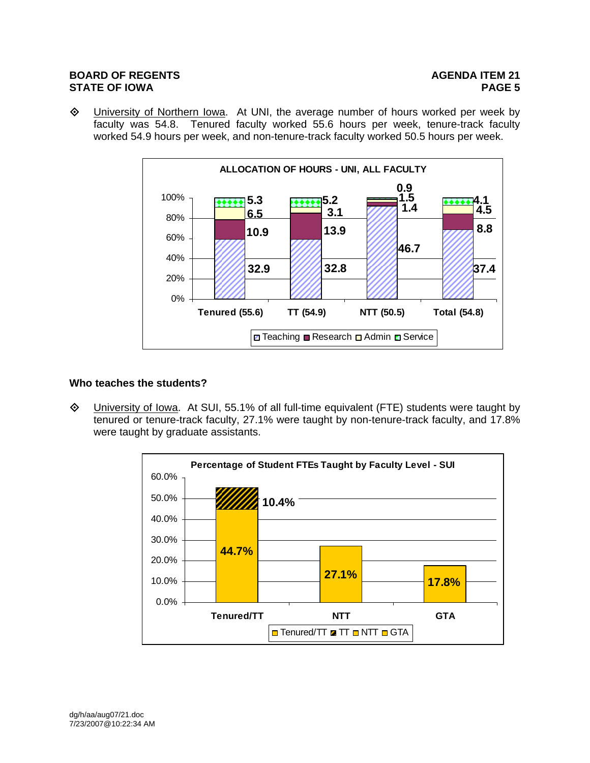- University of Northern Iowa. At UNI, the average number of hours worked per week by faculty was 54.8. Tenured faculty worked 55.6 hours per week, tenure-track faculty worked 54.9 hours per week, and non-tenure-track faculty worked 50.5 hours per week.

**ALLOCATION OF HOURS - UNI, ALL FACULTY**

| | Tenured (55.6) | TT (54.9) | NTT (50.5) | Total (54.8) |
|---|---|---|---|---|
| Teaching | 32.9 | 32.8 | 46.7 | 37.4 |
| Research | 10.9 | 13.9 | 1.4 | 8.8 |
| Admin | 6.5 | 3.1 | 1.5 | 4.5 |
| Service | 5.3 | 5.2 | 0.9 | 4.1 |

### Who teaches the students?

- University of Iowa. At SUI, 55.1% of all full-time equivalent (FTE) students were taught by tenured or tenure-track faculty, 27.1% were taught by non-tenure-track faculty, and 17.8% were taught by graduate assistants.

**Percentage of Student FTEs Taught by Faculty Level - SUI**

| | Tenured/TT | NTT | GTA |
|---|---|---|---|
| Tenured/TT | 44.7% | | |
| TT | 10.4% | | |
| NTT | | 27.1% | |
| GTA | | | 17.8% |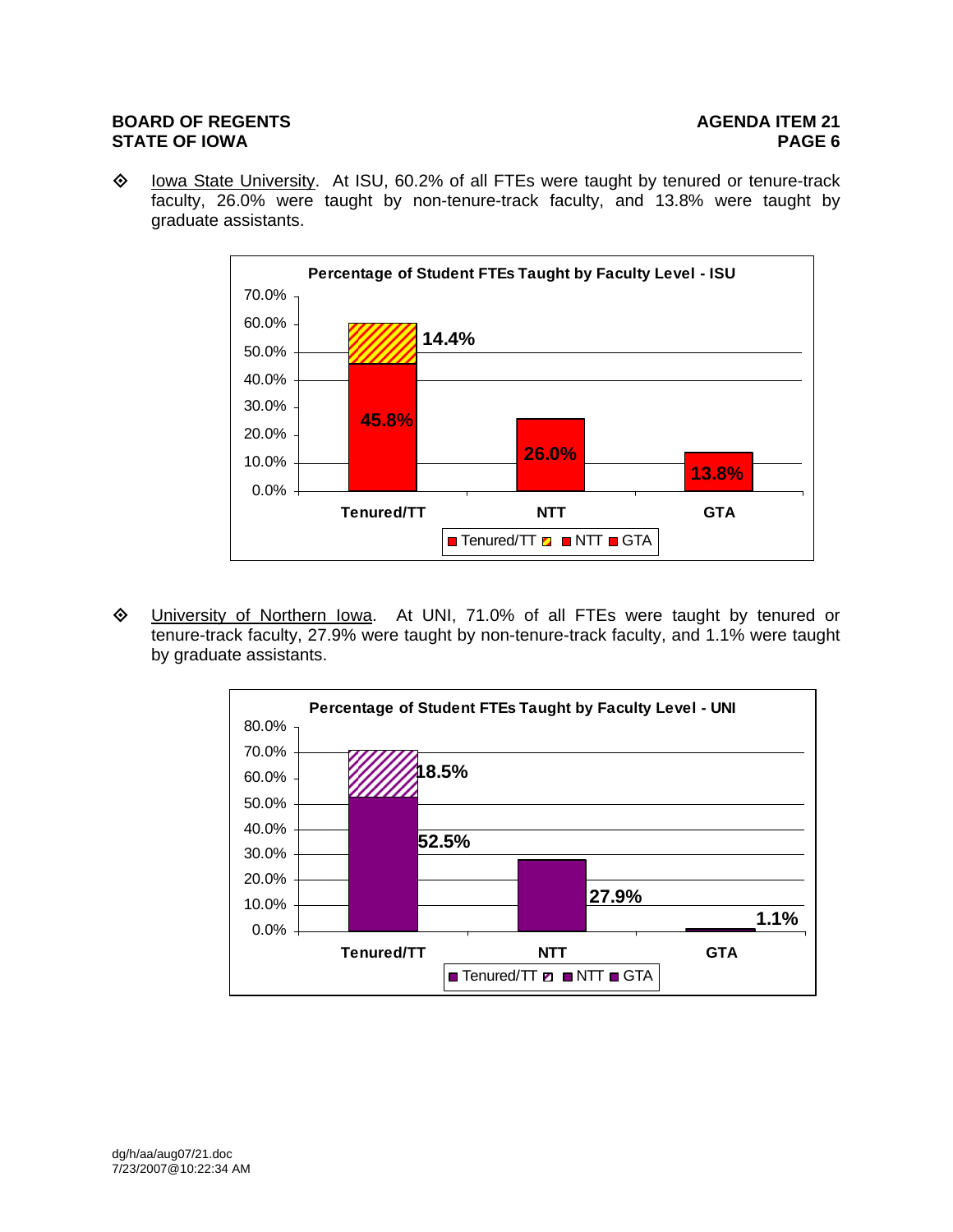- Iowa State University. At ISU, 60.2% of all FTEs were taught by tenured or tenure-track faculty, 26.0% were taught by non-tenure-track faculty, and 13.8% were taught by graduate assistants.

**Percentage of Student FTEs Taught by Faculty Level - ISU**

| Faculty Level | Percentage |
|---|---|
| Tenured/TT | 45.8% + 14.4% |
| NTT | 26.0% |
| GTA | 13.8% |

- University of Northern Iowa. At UNI, 71.0% of all FTEs were taught by tenured or tenure-track faculty, 27.9% were taught by non-tenure-track faculty, and 1.1% were taught by graduate assistants.

**Percentage of Student FTEs Taught by Faculty Level - UNI**

| Faculty Level | Percentage |
|---|---|
| Tenured/TT | 52.5% + 18.5% |
| NTT | 27.9% |
| GTA | 1.1% |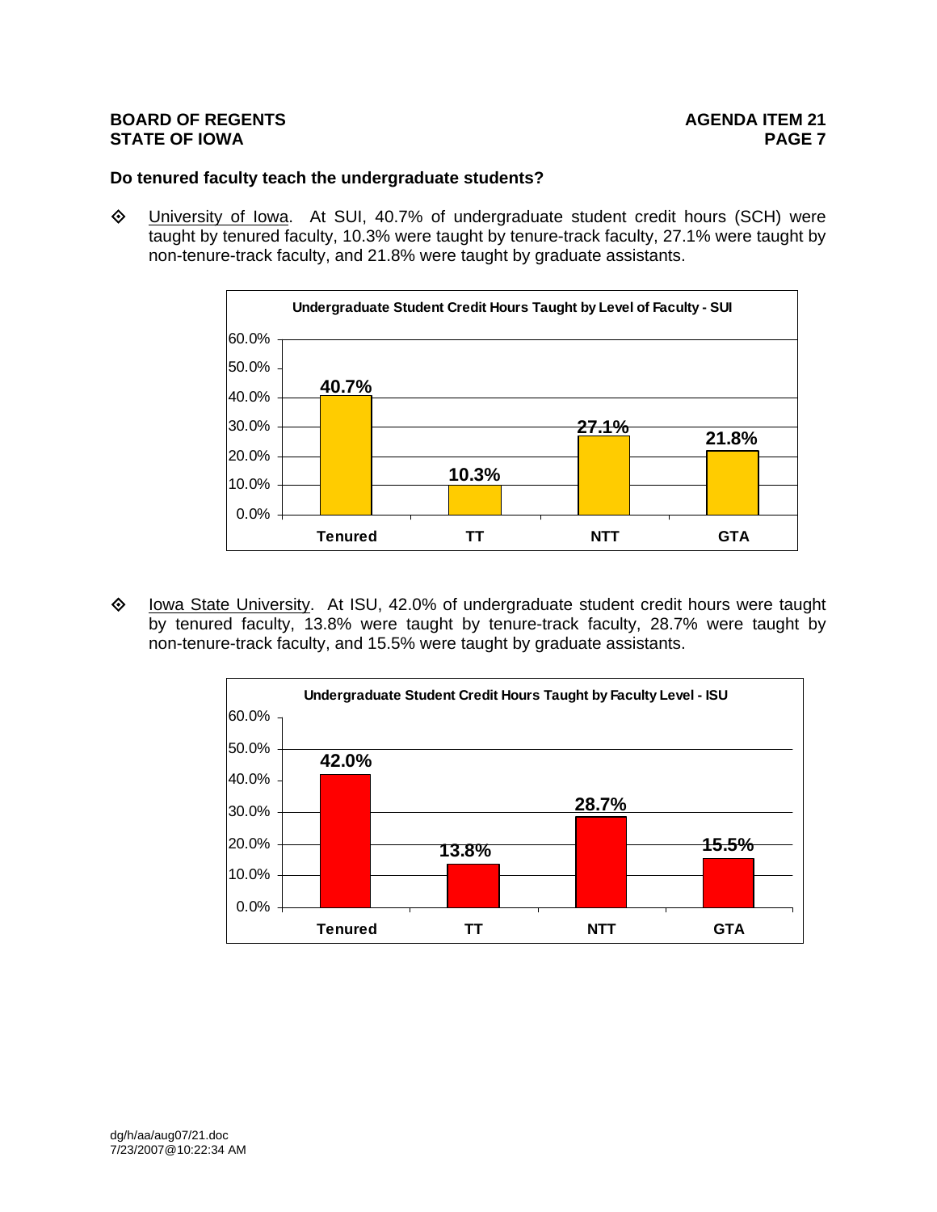### Do tenured faculty teach the undergraduate students?

- University of Iowa. At SUI, 40.7% of undergraduate student credit hours (SCH) were taught by tenured faculty, 10.3% were taught by tenure-track faculty, 27.1% were taught by non-tenure-track faculty, and 21.8% were taught by graduate assistants.

**Undergraduate Student Credit Hours Taught by Level of Faculty - SUI**

| Tenured | TT | NTT | GTA |
|---|---|---|---|
| 40.7% | 10.3% | 27.1% | 21.8% |

- Iowa State University. At ISU, 42.0% of undergraduate student credit hours were taught by tenured faculty, 13.8% were taught by tenure-track faculty, 28.7% were taught by non-tenure-track faculty, and 15.5% were taught by graduate assistants.

**Undergraduate Student Credit Hours Taught by Faculty Level - ISU**

| Tenured | TT | NTT | GTA |
|---|---|---|---|
| 42.0% | 13.8% | 28.7% | 15.5% |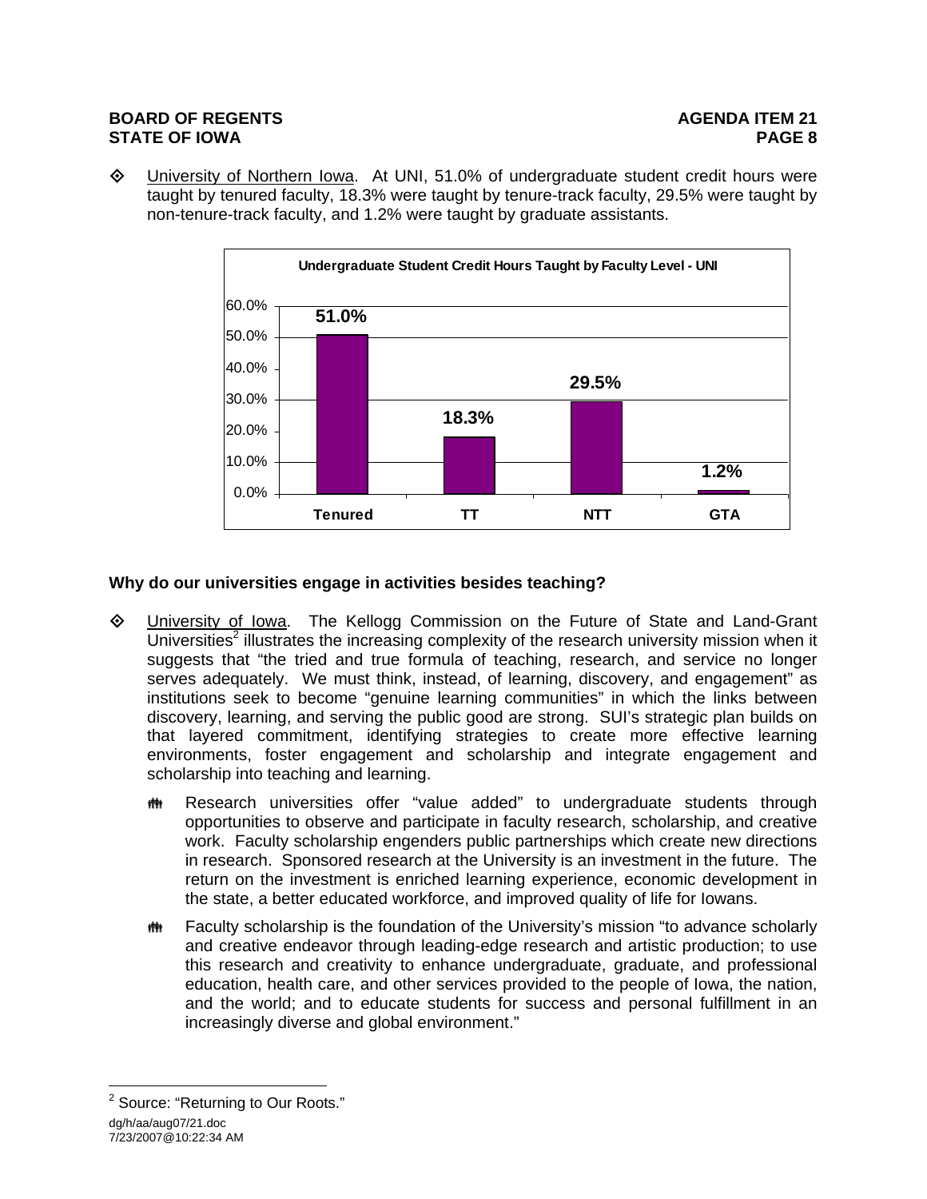- University of Northern Iowa. At UNI, 51.0% of undergraduate student credit hours were taught by tenured faculty, 18.3% were taught by tenure-track faculty, 29.5% were taught by non-tenure-track faculty, and 1.2% were taught by graduate assistants.

**Undergraduate Student Credit Hours Taught by Faculty Level - UNI**

| Faculty Level | Percentage |
|---|---|
| Tenured | 51.0% |
| TT | 18.3% |
| NTT | 29.5% |
| GTA | 1.2% |

### Why do our universities engage in activities besides teaching?

- University of Iowa. The Kellogg Commission on the Future of State and Land-Grant Universities[2] illustrates the increasing complexity of the research university mission when it suggests that "the tried and true formula of teaching, research, and service no longer serves adequately. We must think, instead, of learning, discovery, and engagement" as institutions seek to become "genuine learning communities" in which the links between discovery, learning, and serving the public good are strong. SUI's strategic plan builds on that layered commitment, identifying strategies to create more effective learning environments, foster engagement and scholarship and integrate engagement and scholarship into teaching and learning.

  - Research universities offer "value added" to undergraduate students through opportunities to observe and participate in faculty research, scholarship, and creative work. Faculty scholarship engenders public partnerships which create new directions in research. Sponsored research at the University is an investment in the future. The return on the investment is enriched learning experience, economic development in the state, a better educated workforce, and improved quality of life for Iowans.

  - Faculty scholarship is the foundation of the University's mission "to advance scholarly and creative endeavor through leading-edge research and artistic production; to use this research and creativity to enhance undergraduate, graduate, and professional education, health care, and other services provided to the people of Iowa, the nation, and the world; and to educate students for success and personal fulfillment in an increasingly diverse and global environment."

---

[2] Source: "Returning to Our Roots."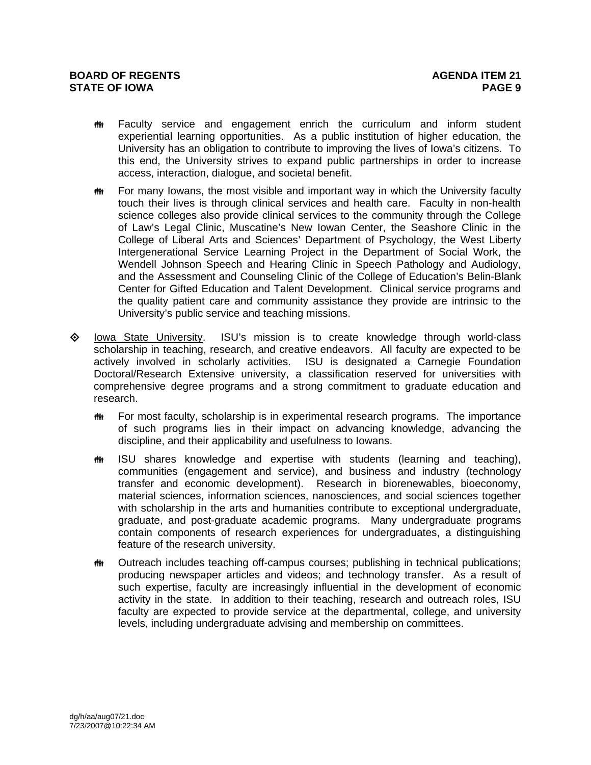- Faculty service and engagement enrich the curriculum and inform student experiential learning opportunities. As a public institution of higher education, the University has an obligation to contribute to improving the lives of Iowa's citizens. To this end, the University strives to expand public partnerships in order to increase access, interaction, dialogue, and societal benefit.

- For many Iowans, the most visible and important way in which the University faculty touch their lives is through clinical services and health care. Faculty in non-health science colleges also provide clinical services to the community through the College of Law's Legal Clinic, Muscatine's New Iowan Center, the Seashore Clinic in the College of Liberal Arts and Sciences' Department of Psychology, the West Liberty Intergenerational Service Learning Project in the Department of Social Work, the Wendell Johnson Speech and Hearing Clinic in Speech Pathology and Audiology, and the Assessment and Counseling Clinic of the College of Education's Belin-Blank Center for Gifted Education and Talent Development. Clinical service programs and the quality patient care and community assistance they provide are intrinsic to the University's public service and teaching missions.

◊ Iowa State University. ISU's mission is to create knowledge through world-class scholarship in teaching, research, and creative endeavors. All faculty are expected to be actively involved in scholarly activities. ISU is designated a Carnegie Foundation Doctoral/Research Extensive university, a classification reserved for universities with comprehensive degree programs and a strong commitment to graduate education and research.

- For most faculty, scholarship is in experimental research programs. The importance of such programs lies in their impact on advancing knowledge, advancing the discipline, and their applicability and usefulness to Iowans.

- ISU shares knowledge and expertise with students (learning and teaching), communities (engagement and service), and business and industry (technology transfer and economic development). Research in biorenewables, bioeconomy, material sciences, information sciences, nanosciences, and social sciences together with scholarship in the arts and humanities contribute to exceptional undergraduate, graduate, and post-graduate academic programs. Many undergraduate programs contain components of research experiences for undergraduates, a distinguishing feature of the research university.

- Outreach includes teaching off-campus courses; publishing in technical publications; producing newspaper articles and videos; and technology transfer. As a result of such expertise, faculty are increasingly influential in the development of economic activity in the state. In addition to their teaching, research and outreach roles, ISU faculty are expected to provide service at the departmental, college, and university levels, including undergraduate advising and membership on committees.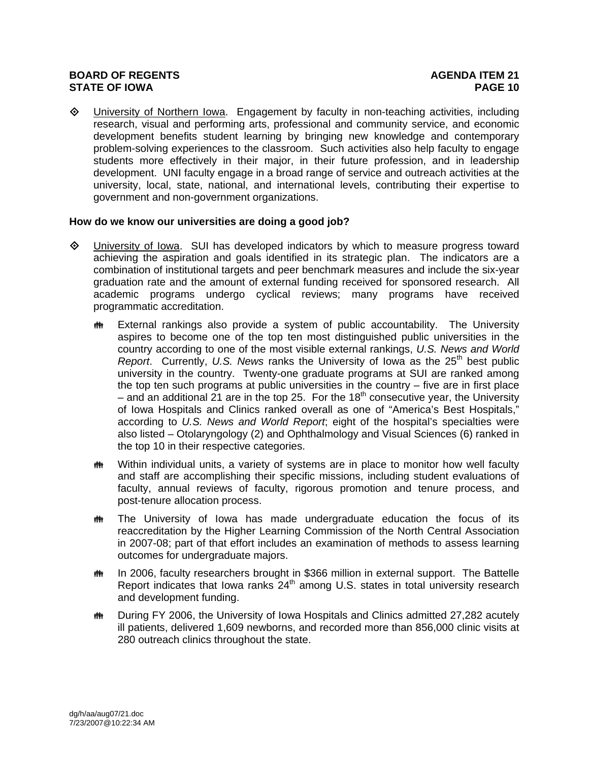- University of Northern Iowa. Engagement by faculty in non-teaching activities, including research, visual and performing arts, professional and community service, and economic development benefits student learning by bringing new knowledge and contemporary problem-solving experiences to the classroom. Such activities also help faculty to engage students more effectively in their major, in their future profession, and in leadership development. UNI faculty engage in a broad range of service and outreach activities at the university, local, state, national, and international levels, contributing their expertise to government and non-government organizations.

**How do we know our universities are doing a good job?**

- University of Iowa. SUI has developed indicators by which to measure progress toward achieving the aspiration and goals identified in its strategic plan. The indicators are a combination of institutional targets and peer benchmark measures and include the six-year graduation rate and the amount of external funding received for sponsored research. All academic programs undergo cyclical reviews; many programs have received programmatic accreditation.

    - External rankings also provide a system of public accountability. The University aspires to become one of the top ten most distinguished public universities in the country according to one of the most visible external rankings, *U.S. News and World Report*. Currently, *U.S. News* ranks the University of Iowa as the 25th best public university in the country. Twenty-one graduate programs at SUI are ranked among the top ten such programs at public universities in the country – five are in first place – and an additional 21 are in the top 25. For the 18th consecutive year, the University of Iowa Hospitals and Clinics ranked overall as one of "America's Best Hospitals," according to *U.S. News and World Report*; eight of the hospital's specialties were also listed – Otolaryngology (2) and Ophthalmology and Visual Sciences (6) ranked in the top 10 in their respective categories.

    - Within individual units, a variety of systems are in place to monitor how well faculty and staff are accomplishing their specific missions, including student evaluations of faculty, annual reviews of faculty, rigorous promotion and tenure process, and post-tenure allocation process.

    - The University of Iowa has made undergraduate education the focus of its reaccreditation by the Higher Learning Commission of the North Central Association in 2007-08; part of that effort includes an examination of methods to assess learning outcomes for undergraduate majors.

    - In 2006, faculty researchers brought in $366 million in external support. The Battelle Report indicates that Iowa ranks 24th among U.S. states in total university research and development funding.

    - During FY 2006, the University of Iowa Hospitals and Clinics admitted 27,282 acutely ill patients, delivered 1,609 newborns, and recorded more than 856,000 clinic visits at 280 outreach clinics throughout the state.

dg/h/aa/aug07/21.doc
7/23/2007@10:22:34 AM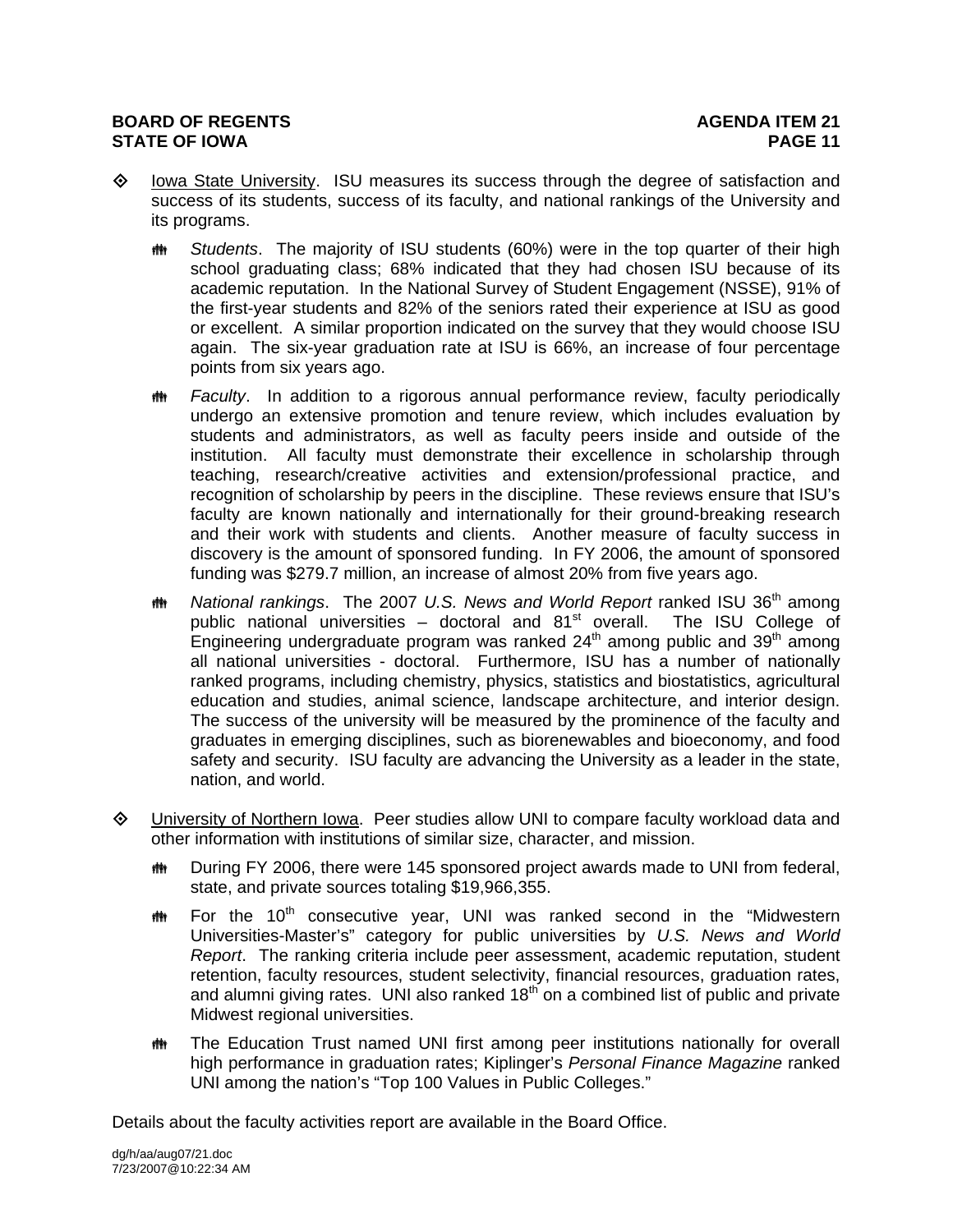- Iowa State University. ISU measures its success through the degree of satisfaction and success of its students, success of its faculty, and national rankings of the University and its programs.

  - *Students*. The majority of ISU students (60%) were in the top quarter of their high school graduating class; 68% indicated that they had chosen ISU because of its academic reputation. In the National Survey of Student Engagement (NSSE), 91% of the first-year students and 82% of the seniors rated their experience at ISU as good or excellent. A similar proportion indicated on the survey that they would choose ISU again. The six-year graduation rate at ISU is 66%, an increase of four percentage points from six years ago.

  - *Faculty*. In addition to a rigorous annual performance review, faculty periodically undergo an extensive promotion and tenure review, which includes evaluation by students and administrators, as well as faculty peers inside and outside of the institution. All faculty must demonstrate their excellence in scholarship through teaching, research/creative activities and extension/professional practice, and recognition of scholarship by peers in the discipline. These reviews ensure that ISU's faculty are known nationally and internationally for their ground-breaking research and their work with students and clients. Another measure of faculty success in discovery is the amount of sponsored funding. In FY 2006, the amount of sponsored funding was $279.7 million, an increase of almost 20% from five years ago.

  - *National rankings*. The 2007 *U.S. News and World Report* ranked ISU 36th among public national universities – doctoral and 81st overall. The ISU College of Engineering undergraduate program was ranked 24th among public and 39th among all national universities - doctoral. Furthermore, ISU has a number of nationally ranked programs, including chemistry, physics, statistics and biostatistics, agricultural education and studies, animal science, landscape architecture, and interior design. The success of the university will be measured by the prominence of the faculty and graduates in emerging disciplines, such as biorenewables and bioeconomy, and food safety and security. ISU faculty are advancing the University as a leader in the state, nation, and world.

- University of Northern Iowa. Peer studies allow UNI to compare faculty workload data and other information with institutions of similar size, character, and mission.

  - During FY 2006, there were 145 sponsored project awards made to UNI from federal, state, and private sources totaling $19,966,355.

  - For the 10th consecutive year, UNI was ranked second in the "Midwestern Universities-Master's" category for public universities by *U.S. News and World Report*. The ranking criteria include peer assessment, academic reputation, student retention, faculty resources, student selectivity, financial resources, graduation rates, and alumni giving rates. UNI also ranked 18th on a combined list of public and private Midwest regional universities.

  - The Education Trust named UNI first among peer institutions nationally for overall high performance in graduation rates; Kiplinger's *Personal Finance Magazine* ranked UNI among the nation's "Top 100 Values in Public Colleges."

Details about the faculty activities report are available in the Board Office.

dg/h/aa/aug07/21.doc
7/23/2007@10:22:34 AM